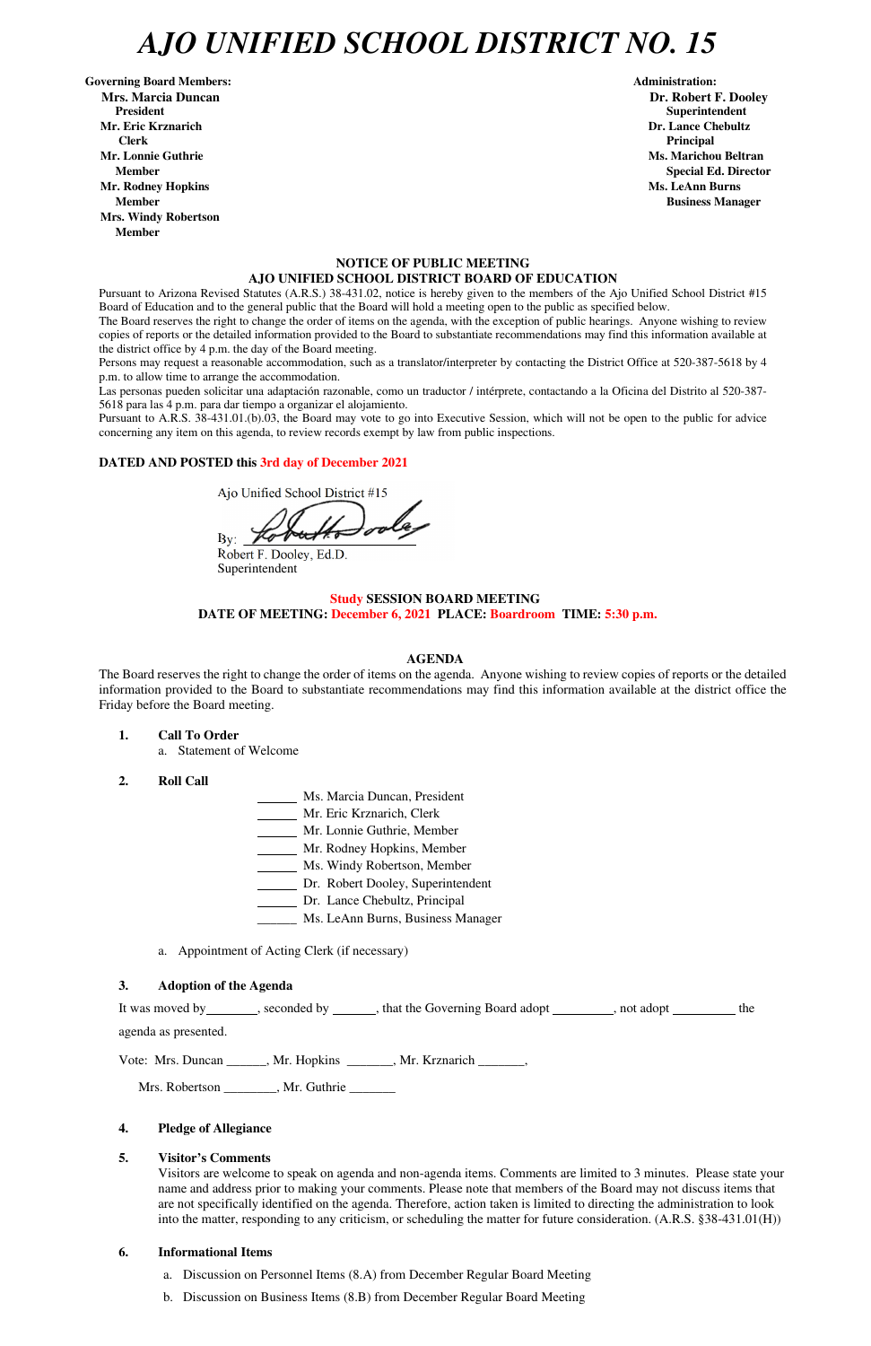# AJO UNIFIED SCHOOL DISTRICT NO. 15

**Governing Board Members:**
**Mrs. Marcia Duncan**
**President**
**Mr. Eric Krznarich**
**Clerk**
**Mr. Lonnie Guthrie**
**Member**
**Mr. Rodney Hopkins**
**Member**
**Mrs. Windy Robertson**
**Member**

**Administration:**
**Dr. Robert F. Dooley**
**Superintendent**
**Dr. Lance Chebultz**
**Principal**
**Ms. Marichou Beltran**
**Special Ed. Director**
**Ms. LeAnn Burns**
**Business Manager**

**NOTICE OF PUBLIC MEETING**
**AJO UNIFIED SCHOOL DISTRICT BOARD OF EDUCATION**

Pursuant to Arizona Revised Statutes (A.R.S.) 38-431.02, notice is hereby given to the members of the Ajo Unified School District #15 Board of Education and to the general public that the Board will hold a meeting open to the public as specified below.

The Board reserves the right to change the order of items on the agenda, with the exception of public hearings. Anyone wishing to review copies of reports or the detailed information provided to the Board to substantiate recommendations may find this information available at the district office by 4 p.m. the day of the Board meeting.

Persons may request a reasonable accommodation, such as a translator/interpreter by contacting the District Office at 520-387-5618 by 4 p.m. to allow time to arrange the accommodation.

Las personas pueden solicitar una adaptación razonable, como un traductor / intérprete, contactando a la Oficina del Distrito al 520-387-5618 para las 4 p.m. para dar tiempo a organizar el alojamiento.

Pursuant to A.R.S. 38-431.01.(b).03, the Board may vote to go into Executive Session, which will not be open to the public for advice concerning any item on this agenda, to review records exempt by law from public inspections.

**DATED AND POSTED this 3rd day of December 2021**

Ajo Unified School District #15

By: ________________

Robert F. Dooley, Ed.D.
Superintendent

**Study SESSION BOARD MEETING**
**DATE OF MEETING: December 6, 2021 PLACE: Boardroom TIME: 5:30 p.m.**

**AGENDA**

The Board reserves the right to change the order of items on the agenda. Anyone wishing to review copies of reports or the detailed information provided to the Board to substantiate recommendations may find this information available at the district office the Friday before the Board meeting.

1. **Call To Order**
   a. Statement of Welcome

2. **Roll Call**

   ______ Ms. Marcia Duncan, President
   ______ Mr. Eric Krznarich, Clerk
   ______ Mr. Lonnie Guthrie, Member
   ______ Mr. Rodney Hopkins, Member
   ______ Ms. Windy Robertson, Member
   ______ Dr. Robert Dooley, Superintendent
   ______ Dr. Lance Chebultz, Principal
   ______ Ms. LeAnn Burns, Business Manager

   a. Appointment of Acting Clerk (if necessary)

3. **Adoption of the Agenda**

   It was moved by________, seconded by ______, that the Governing Board adopt _________, not adopt _________ the agenda as presented.

   Vote: Mrs. Duncan ______, Mr. Hopkins _______, Mr. Krznarich _______,

   Mrs. Robertson ________, Mr. Guthrie _______

4. **Pledge of Allegiance**

5. **Visitor's Comments**
   Visitors are welcome to speak on agenda and non-agenda items. Comments are limited to 3 minutes. Please state your name and address prior to making your comments. Please note that members of the Board may not discuss items that are not specifically identified on the agenda. Therefore, action taken is limited to directing the administration to look into the matter, responding to any criticism, or scheduling the matter for future consideration. (A.R.S. §38-431.01(H))

6. **Informational Items**
   a. Discussion on Personnel Items (8.A) from December Regular Board Meeting
   b. Discussion on Business Items (8.B) from December Regular Board Meeting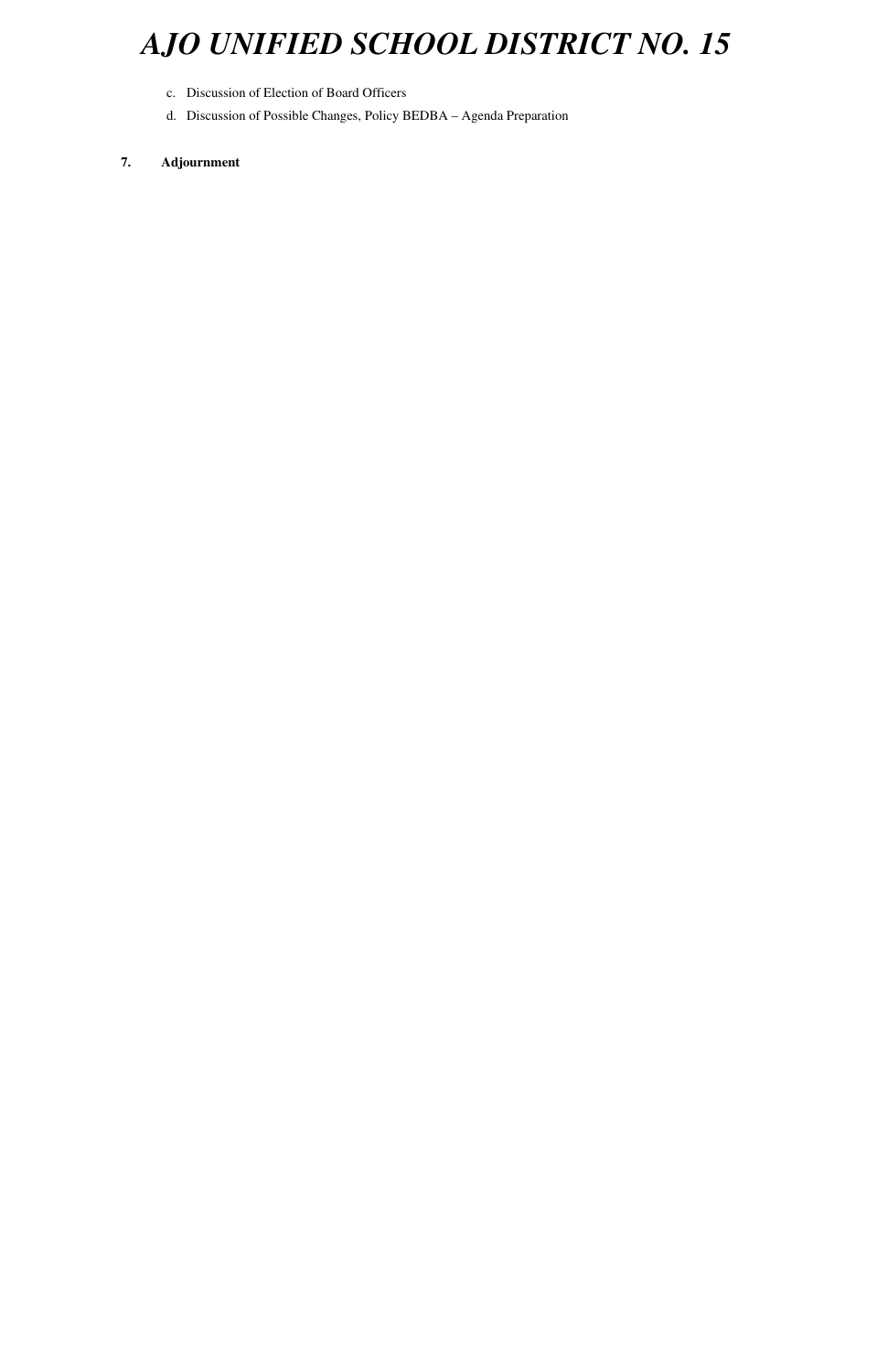c. Discussion of Election of Board Officers

d. Discussion of Possible Changes, Policy BEDBA – Agenda Preparation

**7. Adjournment**